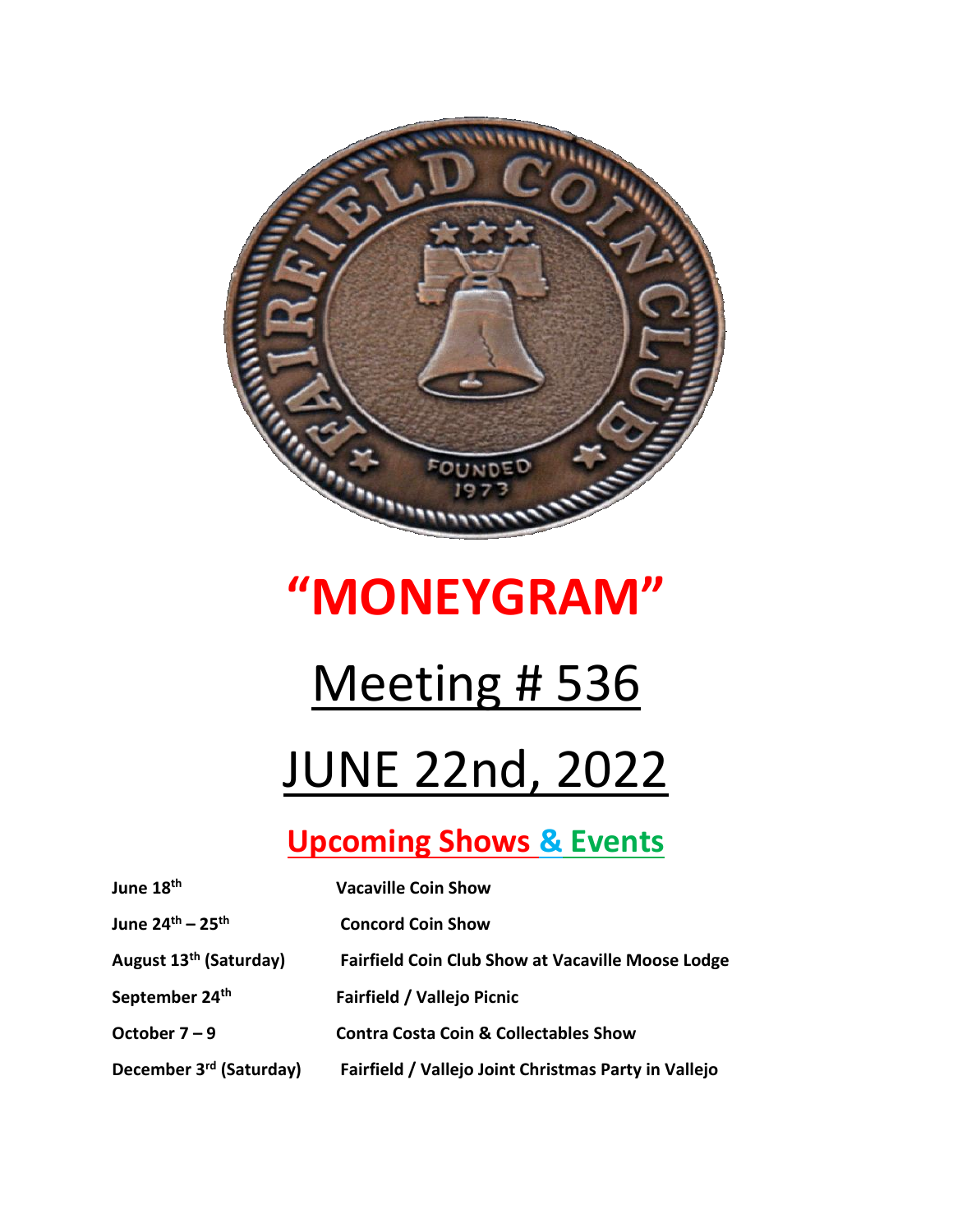# "MONEYGRAM"

# Meeting # 536

# JUNE 22nd, 2022

## Upcoming Shows & Events

| | |
|---|---|
| **June 18th** | **Vacaville Coin Show** |
| **June 24th – 25th** | **Concord Coin Show** |
| **August 13th (Saturday)** | **Fairfield Coin Club Show at Vacaville Moose Lodge** |
| **September 24th** | **Fairfield / Vallejo Picnic** |
| **October 7 – 9** | **Contra Costa Coin & Collectables Show** |
| **December 3rd (Saturday)** | **Fairfield / Vallejo Joint Christmas Party in Vallejo** |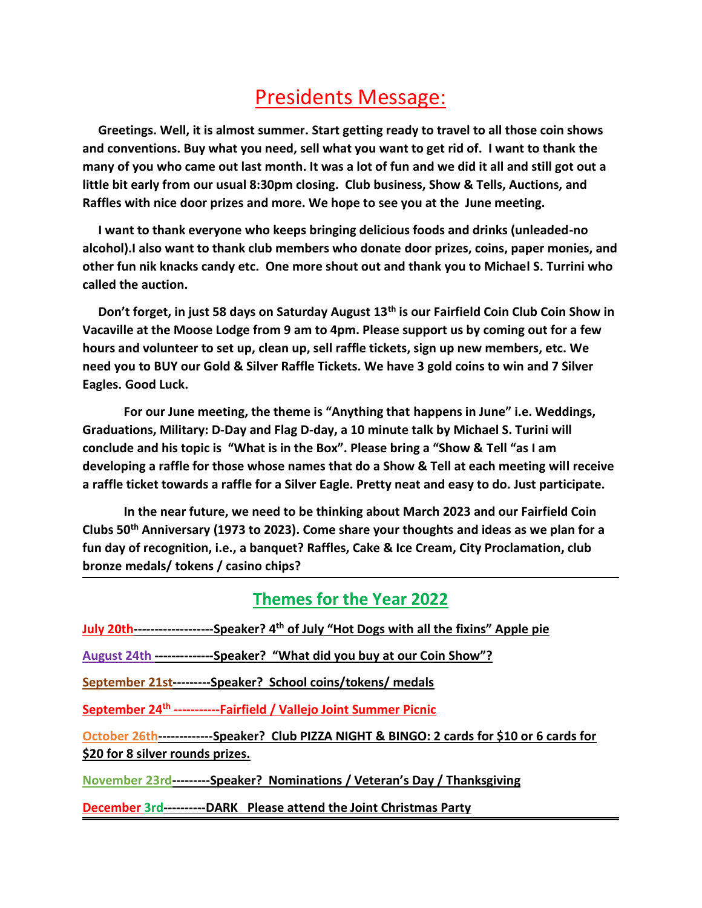# Presidents Message:

**Greetings. Well, it is almost summer. Start getting ready to travel to all those coin shows and conventions. Buy what you need, sell what you want to get rid of. I want to thank the many of you who came out last month. It was a lot of fun and we did it all and still got out a little bit early from our usual 8:30pm closing. Club business, Show & Tells, Auctions, and Raffles with nice door prizes and more. We hope to see you at the June meeting.**

**I want to thank everyone who keeps bringing delicious foods and drinks (unleaded-no alcohol).I also want to thank club members who donate door prizes, coins, paper monies, and other fun nik knacks candy etc. One more shout out and thank you to Michael S. Turrini who called the auction.**

**Don't forget, in just 58 days on Saturday August 13th is our Fairfield Coin Club Coin Show in Vacaville at the Moose Lodge from 9 am to 4pm. Please support us by coming out for a few hours and volunteer to set up, clean up, sell raffle tickets, sign up new members, etc. We need you to BUY our Gold & Silver Raffle Tickets. We have 3 gold coins to win and 7 Silver Eagles. Good Luck.**

**For our June meeting, the theme is "Anything that happens in June" i.e. Weddings, Graduations, Military: D-Day and Flag D-day, a 10 minute talk by Michael S. Turini will conclude and his topic is "What is in the Box". Please bring a "Show & Tell "as I am developing a raffle for those whose names that do a Show & Tell at each meeting will receive a raffle ticket towards a raffle for a Silver Eagle. Pretty neat and easy to do. Just participate.**

**In the near future, we need to be thinking about March 2023 and our Fairfield Coin Clubs 50th Anniversary (1973 to 2023). Come share your thoughts and ideas as we plan for a fun day of recognition, i.e., a banquet? Raffles, Cake & Ice Cream, City Proclamation, club bronze medals/ tokens / casino chips?**

---

## Themes for the Year 2022

**July 20th-------------------Speaker? 4th of July "Hot Dogs with all the fixins" Apple pie**

**August 24th --------------Speaker? "What did you buy at our Coin Show"?**

**September 21st---------Speaker? School coins/tokens/ medals**

**September 24th -----------Fairfield / Vallejo Joint Summer Picnic**

**October 26th-------------Speaker? Club PIZZA NIGHT & BINGO: 2 cards for $10 or 6 cards for $20 for 8 silver rounds prizes.**

**November 23rd---------Speaker? Nominations / Veteran's Day / Thanksgiving**

**December 3rd----------DARK Please attend the Joint Christmas Party**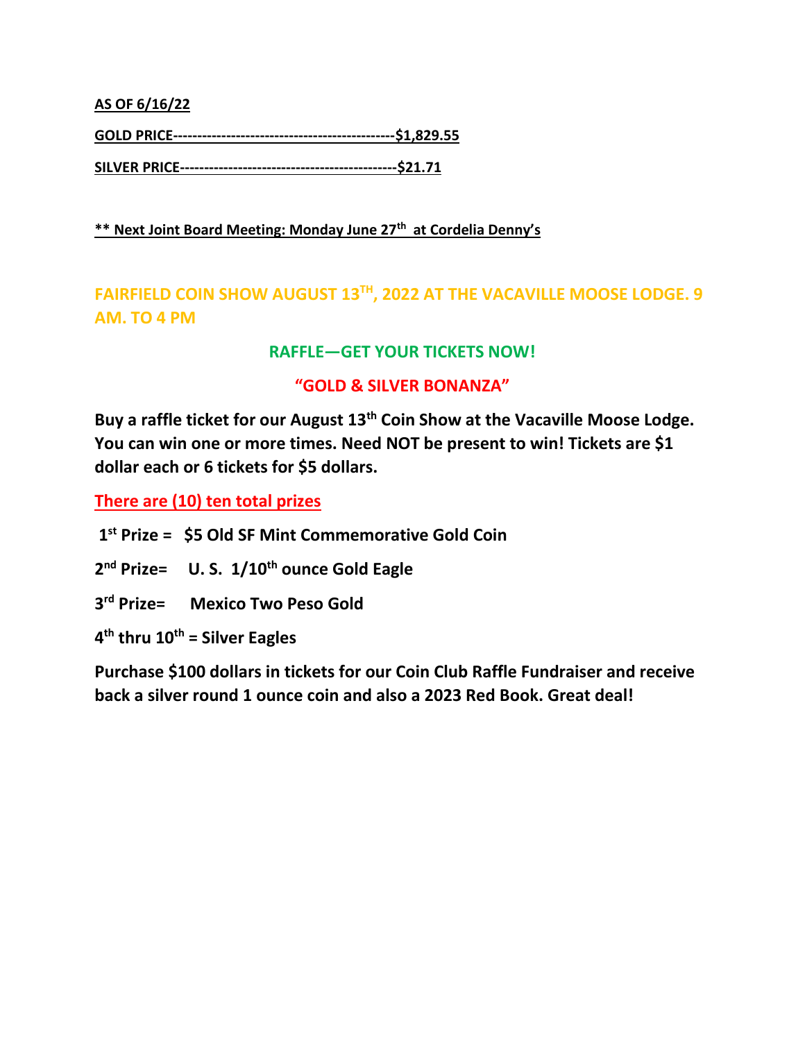**AS OF 6/16/22**

**GOLD PRICE---------------------------------------------$1,829.55**

**SILVER PRICE--------------------------------------------$21.71**

**\*\* Next Joint Board Meeting: Monday June 27th at Cordelia Denny's**

## FAIRFIELD COIN SHOW AUGUST 13TH, 2022 AT THE VACAVILLE MOOSE LODGE. 9 AM. TO 4 PM

### RAFFLE—GET YOUR TICKETS NOW!

### "GOLD & SILVER BONANZA"

**Buy a raffle ticket for our August 13th Coin Show at the Vacaville Moose Lodge. You can win one or more times. Need NOT be present to win! Tickets are $1 dollar each or 6 tickets for $5 dollars.**

**There are (10) ten total prizes**

**1st Prize = $5 Old SF Mint Commemorative Gold Coin**

**2nd Prize= U. S. 1/10th ounce Gold Eagle**

**3rd Prize= Mexico Two Peso Gold**

**4th thru 10th = Silver Eagles**

**Purchase $100 dollars in tickets for our Coin Club Raffle Fundraiser and receive back a silver round 1 ounce coin and also a 2023 Red Book. Great deal!**